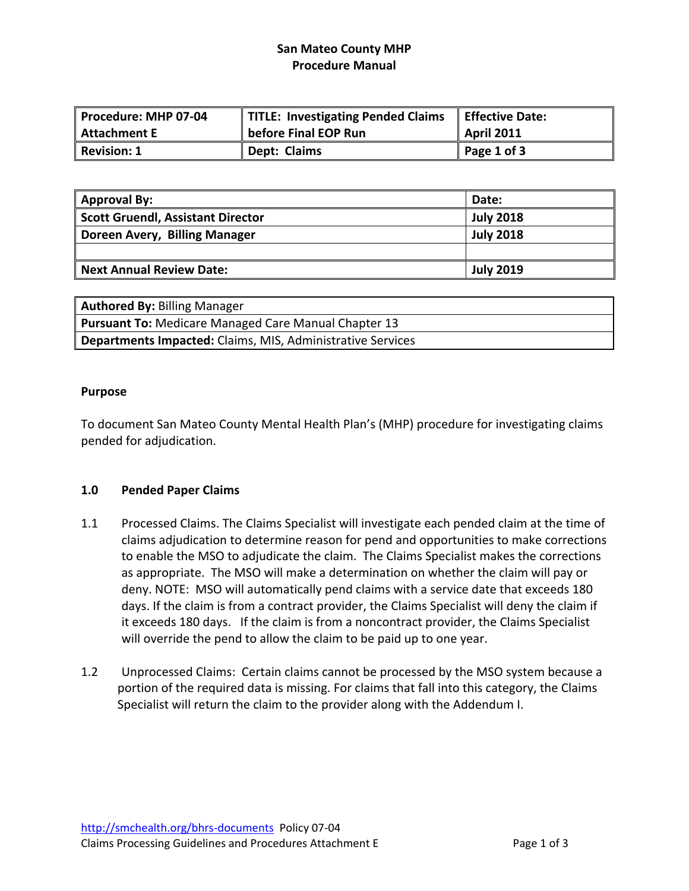**San Mateo County MHP**
**Procedure Manual**

| Procedure: MHP 07-04 Attachment E | TITLE: Investigating Pended Claims before Final EOP Run | Effective Date: April 2011 |
|---|---|---|
| Revision: 1 | Dept: Claims | Page 1 of 3 |

| Approval By: | Date: |
|---|---|
| Scott Gruendl, Assistant Director | July 2018 |
| Doreen Avery, Billing Manager | July 2018 |
| | |
| Next Annual Review Date: | July 2019 |

| **Authored By:** Billing Manager |
|---|
| **Pursuant To:** Medicare Managed Care Manual Chapter 13 |
| **Departments Impacted:** Claims, MIS, Administrative Services |

## Purpose

To document San Mateo County Mental Health Plan's (MHP) procedure for investigating claims pended for adjudication.

## 1.0 Pended Paper Claims

1.1 Processed Claims. The Claims Specialist will investigate each pended claim at the time of claims adjudication to determine reason for pend and opportunities to make corrections to enable the MSO to adjudicate the claim. The Claims Specialist makes the corrections as appropriate. The MSO will make a determination on whether the claim will pay or deny. NOTE: MSO will automatically pend claims with a service date that exceeds 180 days. If the claim is from a contract provider, the Claims Specialist will deny the claim if it exceeds 180 days. If the claim is from a noncontract provider, the Claims Specialist will override the pend to allow the claim to be paid up to one year.

1.2 Unprocessed Claims: Certain claims cannot be processed by the MSO system because a portion of the required data is missing. For claims that fall into this category, the Claims Specialist will return the claim to the provider along with the Addendum I.

http://smchealth.org/bhrs-documents Policy 07-04
Claims Processing Guidelines and Procedures Attachment E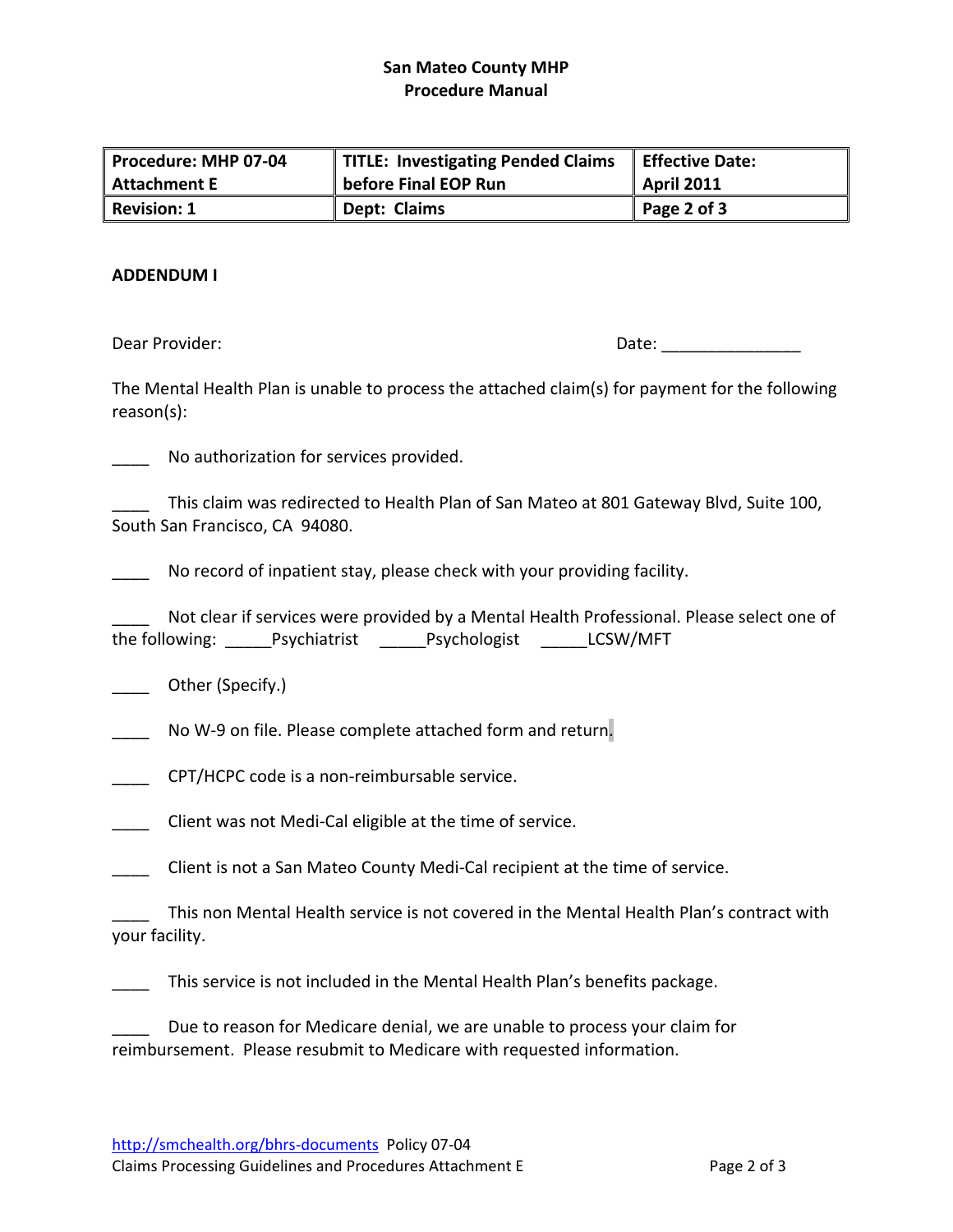# San Mateo County MHP
# Procedure Manual

| Procedure: MHP 07-04 Attachment E | TITLE: Investigating Pended Claims before Final EOP Run | Effective Date: April 2011 |
|---|---|---|
| Revision: 1 | Dept: Claims | Page 2 of 3 |

**ADDENDUM I**

Dear Provider: Date: _______________

The Mental Health Plan is unable to process the attached claim(s) for payment for the following reason(s):

____ No authorization for services provided.

____ This claim was redirected to Health Plan of San Mateo at 801 Gateway Blvd, Suite 100, South San Francisco, CA 94080.

____ No record of inpatient stay, please check with your providing facility.

____ Not clear if services were provided by a Mental Health Professional. Please select one of the following: _____Psychiatrist _____Psychologist _____LCSW/MFT

____ Other (Specify.)

____ No W-9 on file. Please complete attached form and return.

____ CPT/HCPC code is a non-reimbursable service.

____ Client was not Medi-Cal eligible at the time of service.

____ Client is not a San Mateo County Medi-Cal recipient at the time of service.

____ This non Mental Health service is not covered in the Mental Health Plan's contract with your facility.

____ This service is not included in the Mental Health Plan's benefits package.

____ Due to reason for Medicare denial, we are unable to process your claim for reimbursement. Please resubmit to Medicare with requested information.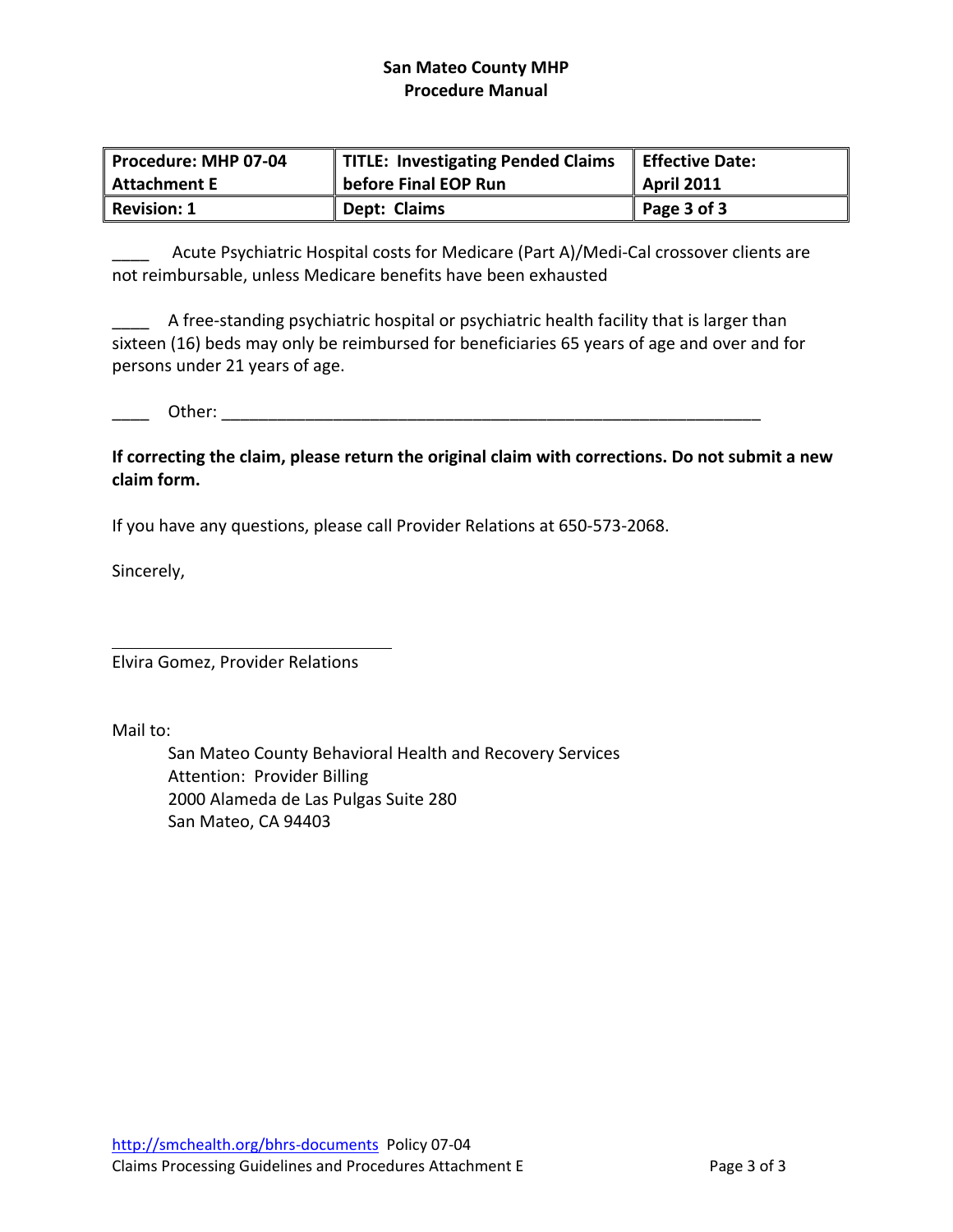| Procedure: MHP 07-04 Attachment E | TITLE: Investigating Pended Claims before Final EOP Run | Effective Date: April 2011 |
|---|---|---|
| Revision: 1 | Dept: Claims | Page 3 of 3 |

____ Acute Psychiatric Hospital costs for Medicare (Part A)/Medi-Cal crossover clients are not reimbursable, unless Medicare benefits have been exhausted

____ A free-standing psychiatric hospital or psychiatric health facility that is larger than sixteen (16) beds may only be reimbursed for beneficiaries 65 years of age and over and for persons under 21 years of age.

____ Other: ____________________________________________________________

**If correcting the claim, please return the original claim with corrections. Do not submit a new claim form.**

If you have any questions, please call Provider Relations at 650-573-2068.

Sincerely,

________________________________
Elvira Gomez, Provider Relations

Mail to:

San Mateo County Behavioral Health and Recovery Services
Attention: Provider Billing
2000 Alameda de Las Pulgas Suite 280
San Mateo, CA 94403